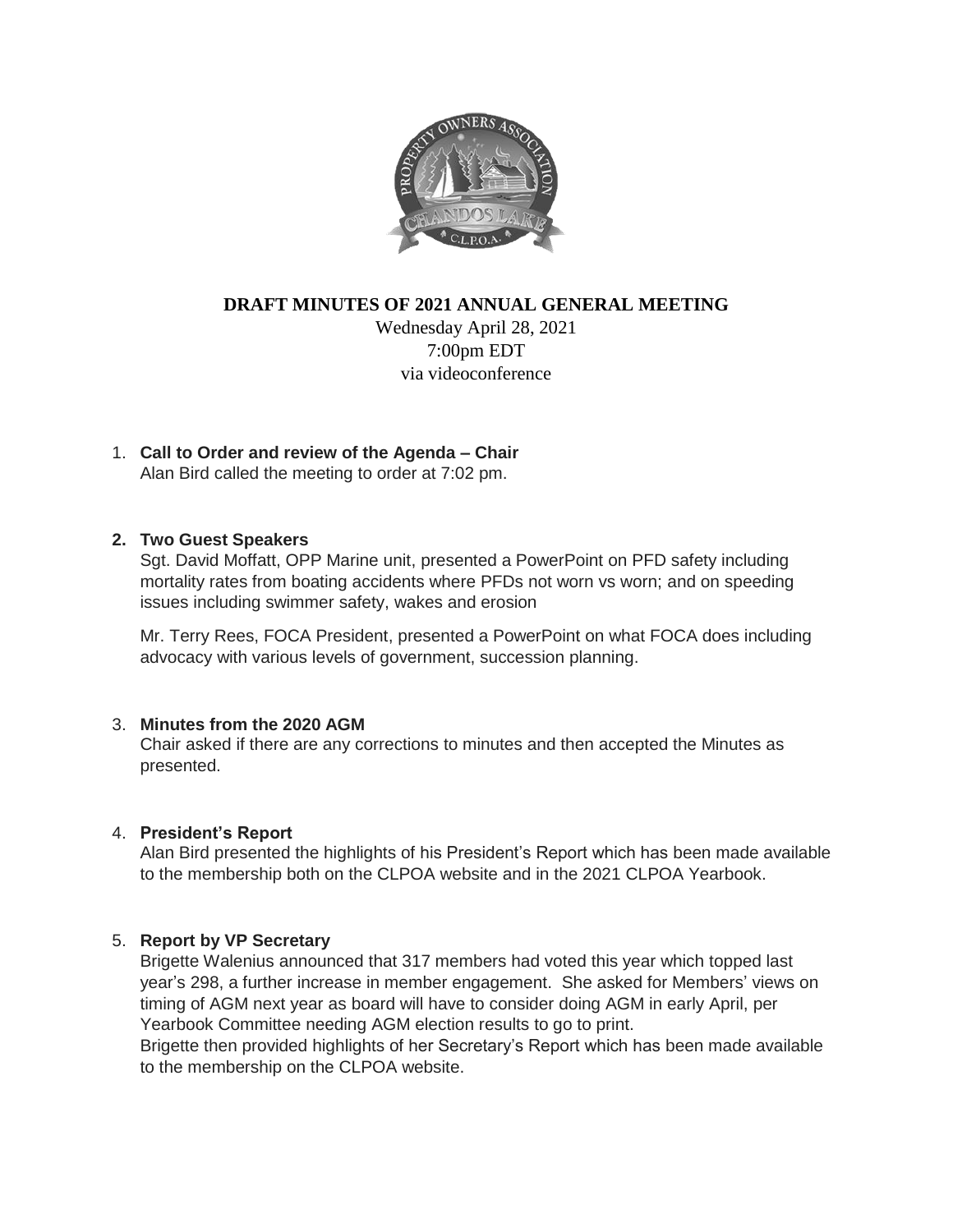# DRAFT MINUTES OF 2021 ANNUAL GENERAL MEETING

Wednesday April 28, 2021
7:00pm EDT
via videoconference

1. **Call to Order and review of the Agenda – Chair**
   Alan Bird called the meeting to order at 7:02 pm.

2. **Two Guest Speakers**
   Sgt. David Moffatt, OPP Marine unit, presented a PowerPoint on PFD safety including mortality rates from boating accidents where PFDs not worn vs worn; and on speeding issues including swimmer safety, wakes and erosion

   Mr. Terry Rees, FOCA President, presented a PowerPoint on what FOCA does including advocacy with various levels of government, succession planning.

3. **Minutes from the 2020 AGM**
   Chair asked if there are any corrections to minutes and then accepted the Minutes as presented.

4. **President's Report**
   Alan Bird presented the highlights of his President's Report which has been made available to the membership both on the CLPOA website and in the 2021 CLPOA Yearbook.

5. **Report by VP Secretary**
   Brigette Walenius announced that 317 members had voted this year which topped last year's 298, a further increase in member engagement. She asked for Members' views on timing of AGM next year as board will have to consider doing AGM in early April, per Yearbook Committee needing AGM election results to go to print.
   Brigette then provided highlights of her Secretary's Report which has been made available to the membership on the CLPOA website.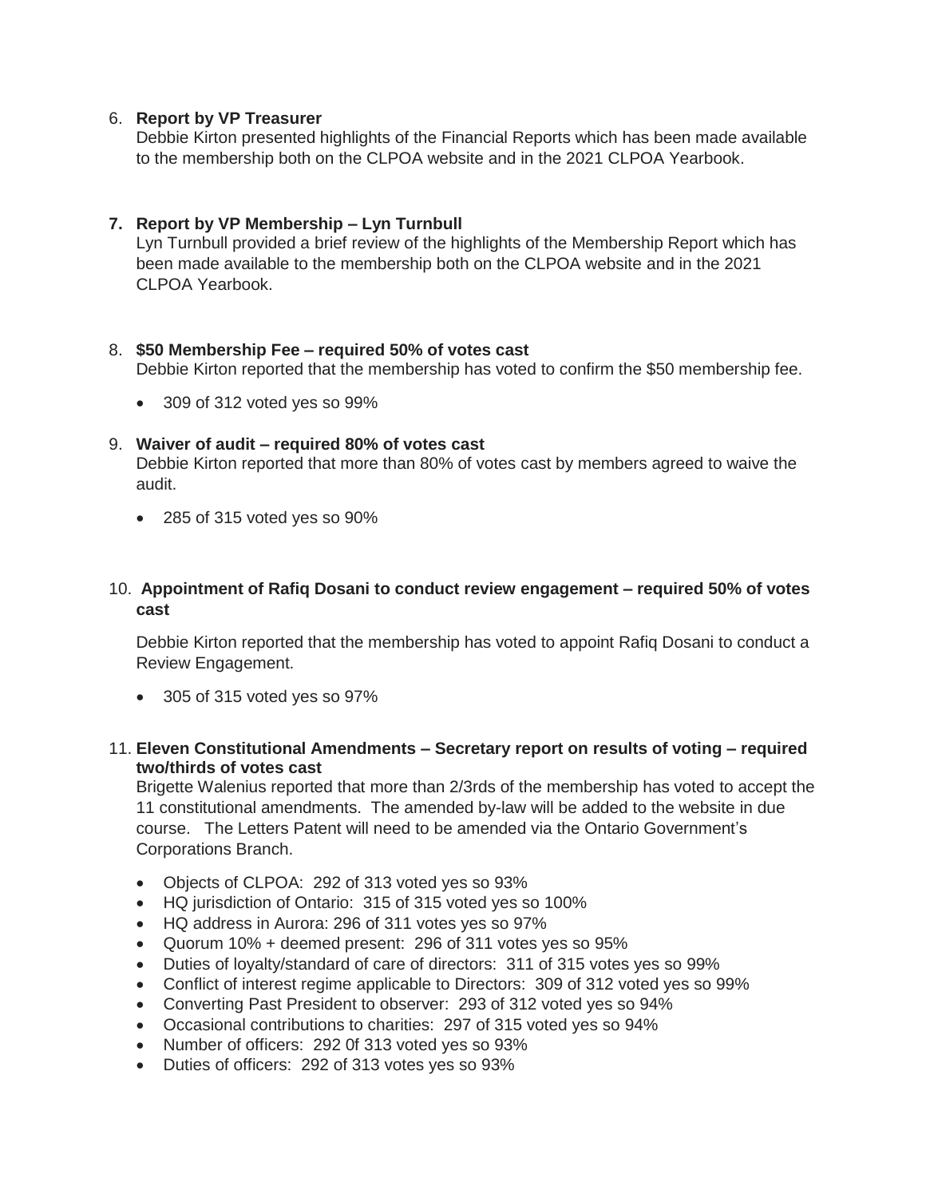6. **Report by VP Treasurer**
   Debbie Kirton presented highlights of the Financial Reports which has been made available to the membership both on the CLPOA website and in the 2021 CLPOA Yearbook.

7. **Report by VP Membership – Lyn Turnbull**
   Lyn Turnbull provided a brief review of the highlights of the Membership Report which has been made available to the membership both on the CLPOA website and in the 2021 CLPOA Yearbook.

8. **$50 Membership Fee – required 50% of votes cast**
   Debbie Kirton reported that the membership has voted to confirm the $50 membership fee.

   - 309 of 312 voted yes so 99%

9. **Waiver of audit – required 80% of votes cast**
   Debbie Kirton reported that more than 80% of votes cast by members agreed to waive the audit.

   - 285 of 315 voted yes so 90%

10. **Appointment of Rafiq Dosani to conduct review engagement – required 50% of votes cast**

    Debbie Kirton reported that the membership has voted to appoint Rafiq Dosani to conduct a Review Engagement.

    - 305 of 315 voted yes so 97%

11. **Eleven Constitutional Amendments – Secretary report on results of voting – required two/thirds of votes cast**
    Brigette Walenius reported that more than 2/3rds of the membership has voted to accept the 11 constitutional amendments. The amended by-law will be added to the website in due course. The Letters Patent will need to be amended via the Ontario Government's Corporations Branch.

    - Objects of CLPOA: 292 of 313 voted yes so 93%
    - HQ jurisdiction of Ontario: 315 of 315 voted yes so 100%
    - HQ address in Aurora: 296 of 311 votes yes so 97%
    - Quorum 10% + deemed present: 296 of 311 votes yes so 95%
    - Duties of loyalty/standard of care of directors: 311 of 315 votes yes so 99%
    - Conflict of interest regime applicable to Directors: 309 of 312 voted yes so 99%
    - Converting Past President to observer: 293 of 312 voted yes so 94%
    - Occasional contributions to charities: 297 of 315 voted yes so 94%
    - Number of officers: 292 0f 313 voted yes so 93%
    - Duties of officers: 292 of 313 votes yes so 93%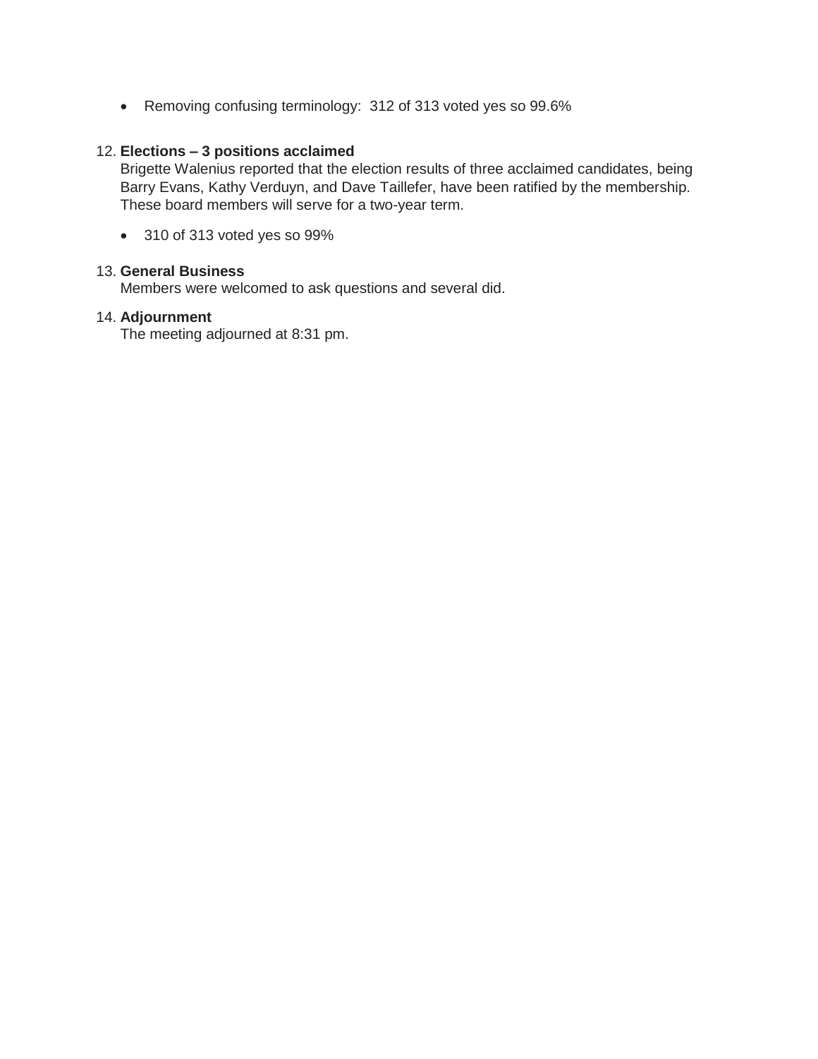- Removing confusing terminology: 312 of 313 voted yes so 99.6%

12. **Elections – 3 positions acclaimed**
    Brigette Walenius reported that the election results of three acclaimed candidates, being Barry Evans, Kathy Verduyn, and Dave Taillefer, have been ratified by the membership. These board members will serve for a two-year term.

    - 310 of 313 voted yes so 99%

13. **General Business**
    Members were welcomed to ask questions and several did.

14. **Adjournment**
    The meeting adjourned at 8:31 pm.